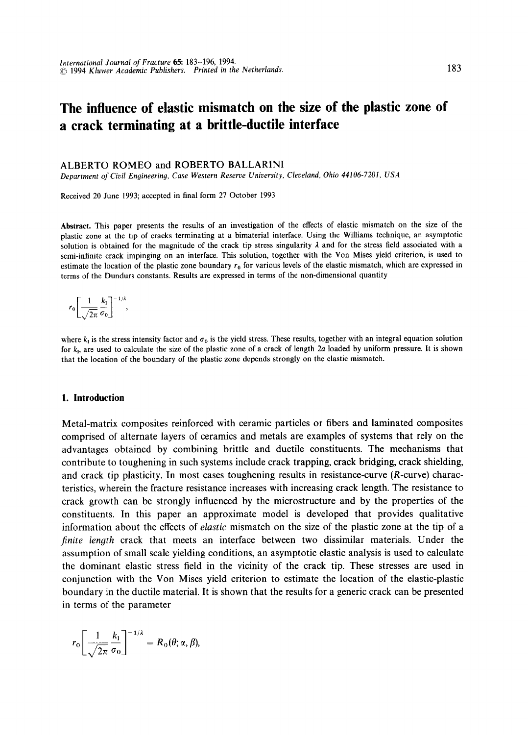# The influence of elastic mismatch on the size of the plastic zone of a crack terminating at a brittle-ductile interface

ALBERTO ROMEO and ROBERTO BALLARINI

*Department of Civil Engineering, Case Western Reserve University, Cleveland, Ohio 44106-7201, USA*

Received 20 June 1993; accepted in final form 27 October 1993

**Abstract.** This paper presents the results of an investigation of the effects of elastic mismatch on the size of the plastic zone at the tip of cracks terminating at a bimaterial interface. Using the Williams technique, an asymptotic solution is obtained for the magnitude of the crack tip stress singularity $\lambda$ and for the stress field associated with a semi-infinite crack impinging on an interface. This solution, together with the Von Mises yield criterion, is used to estimate the location of the plastic zone boundary $r_0$ for various levels of the elastic mismatch, which are expressed in terms of the Dundurs constants. Results are expressed in terms of the non-dimensional quantity

$$r_0\left[\frac{1}{\sqrt{2\pi}}\frac{k_1}{\sigma_0}\right]^{-1/\lambda},$$

where $k_1$ is the stress intensity factor and $\sigma_0$ is the yield stress. These results, together with an integral equation solution for $k_1$, are used to calculate the size of the plastic zone of a crack of length $2a$ loaded by uniform pressure. It is shown that the location of the boundary of the plastic zone depends strongly on the elastic mismatch.

## 1. Introduction

Metal-matrix composites reinforced with ceramic particles or fibers and laminated composites comprised of alternate layers of ceramics and metals are examples of systems that rely on the advantages obtained by combining brittle and ductile constituents. The mechanisms that contribute to toughening in such systems include crack trapping, crack bridging, crack shielding, and crack tip plasticity. In most cases toughening results in resistance-curve ($R$-curve) characteristics, wherein the fracture resistance increases with increasing crack length. The resistance to crack growth can be strongly influenced by the microstructure and by the properties of the constituents. In this paper an approximate model is developed that provides qualitative information about the effects of *elastic* mismatch on the size of the plastic zone at the tip of a *finite length* crack that meets an interface between two dissimilar materials. Under the assumption of small scale yielding conditions, an asymptotic elastic analysis is used to calculate the dominant elastic stress field in the vicinity of the crack tip. These stresses are used in conjunction with the Von Mises yield criterion to estimate the location of the elastic-plastic boundary in the ductile material. It is shown that the results for a generic crack can be presented in terms of the parameter

$$r_0\left[\frac{1}{\sqrt{2\pi}}\frac{k_1}{\sigma_0}\right]^{-1/\lambda} = R_0(\theta;\alpha,\beta),$$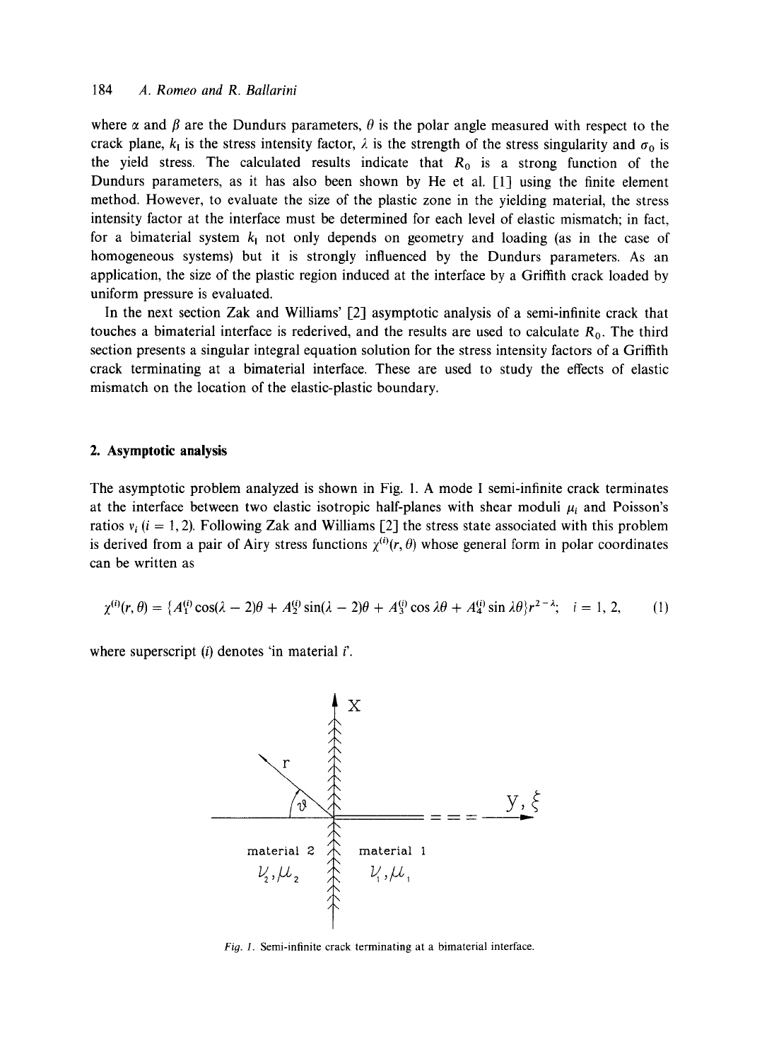where $\alpha$ and $\beta$ are the Dundurs parameters, $\theta$ is the polar angle measured with respect to the crack plane, $k_I$ is the stress intensity factor, $\lambda$ is the strength of the stress singularity and $\sigma_0$ is the yield stress. The calculated results indicate that $R_0$ is a strong function of the Dundurs parameters, as it has also been shown by He et al. [1] using the finite element method. However, to evaluate the size of the plastic zone in the yielding material, the stress intensity factor at the interface must be determined for each level of elastic mismatch; in fact, for a bimaterial system $k_I$ not only depends on geometry and loading (as in the case of homogeneous systems) but it is strongly influenced by the Dundurs parameters. As an application, the size of the plastic region induced at the interface by a Griffith crack loaded by uniform pressure is evaluated.

In the next section Zak and Williams' [2] asymptotic analysis of a semi-infinite crack that touches a bimaterial interface is rederived, and the results are used to calculate $R_0$. The third section presents a singular integral equation solution for the stress intensity factors of a Griffith crack terminating at a bimaterial interface. These are used to study the effects of elastic mismatch on the location of the elastic-plastic boundary.

## 2. Asymptotic analysis

The asymptotic problem analyzed is shown in Fig. 1. A mode I semi-infinite crack terminates at the interface between two elastic isotropic half-planes with shear moduli $\mu_i$ and Poisson's ratios $\nu_i$ $(i = 1, 2)$. Following Zak and Williams [2] the stress state associated with this problem is derived from a pair of Airy stress functions $\chi^{(i)}(r, \theta)$ whose general form in polar coordinates can be written as

$$\chi^{(i)}(r, \theta) = \{A_1^{(i)} \cos(\lambda - 2)\theta + A_2^{(i)} \sin(\lambda - 2)\theta + A_3^{(i)} \cos \lambda\theta + A_4^{(i)} \sin \lambda\theta\} r^{2-\lambda}; \quad i = 1, 2, \tag{1}$$

where superscript $(i)$ denotes 'in material $i$'.

X

r

$\vartheta$

y, $\xi$

material 2

$\nu_2, \mu_2$

material 1

$\nu_1, \mu_1$

Fig. 1. Semi-infinite crack terminating at a bimaterial interface.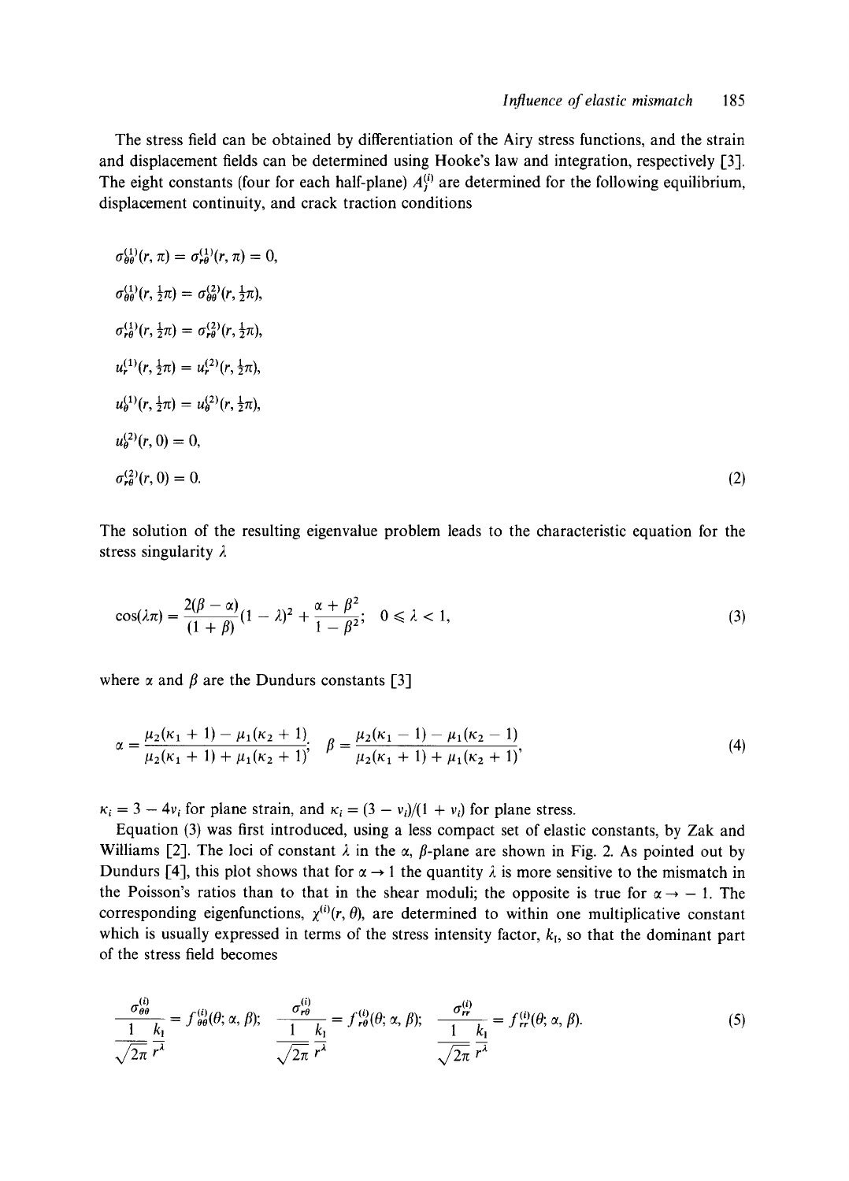The stress field can be obtained by differentiation of the Airy stress functions, and the strain and displacement fields can be determined using Hooke's law and integration, respectively [3]. The eight constants (four for each half-plane) $A_j^{(i)}$ are determined for the following equilibrium, displacement continuity, and crack traction conditions

$$
\begin{aligned}
&\sigma_{\theta\theta}^{(1)}(r, \pi) = \sigma_{r\theta}^{(1)}(r, \pi) = 0, \\
&\sigma_{\theta\theta}^{(1)}(r, \tfrac{1}{2}\pi) = \sigma_{\theta\theta}^{(2)}(r, \tfrac{1}{2}\pi), \\
&\sigma_{r\theta}^{(1)}(r, \tfrac{1}{2}\pi) = \sigma_{r\theta}^{(2)}(r, \tfrac{1}{2}\pi), \\
&u_r^{(1)}(r, \tfrac{1}{2}\pi) = u_r^{(2)}(r, \tfrac{1}{2}\pi), \\
&u_\theta^{(1)}(r, \tfrac{1}{2}\pi) = u_\theta^{(2)}(r, \tfrac{1}{2}\pi), \\
&u_\theta^{(2)}(r, 0) = 0, \\
&\sigma_{r\theta}^{(2)}(r, 0) = 0.
\end{aligned}
\tag{2}
$$

The solution of the resulting eigenvalue problem leads to the characteristic equation for the stress singularity $\lambda$

$$
\cos(\lambda\pi) = \frac{2(\beta - \alpha)}{(1 + \beta)}(1 - \lambda)^2 + \frac{\alpha + \beta^2}{1 - \beta^2}; \quad 0 \leqslant \lambda < 1,
\tag{3}
$$

where $\alpha$ and $\beta$ are the Dundurs constants [3]

$$
\alpha = \frac{\mu_2(\kappa_1 + 1) - \mu_1(\kappa_2 + 1)}{\mu_2(\kappa_1 + 1) + \mu_1(\kappa_2 + 1)}; \quad \beta = \frac{\mu_2(\kappa_1 - 1) - \mu_1(\kappa_2 - 1)}{\mu_2(\kappa_1 + 1) + \mu_1(\kappa_2 + 1)},
\tag{4}
$$

$\kappa_i = 3 - 4\nu_i$ for plane strain, and $\kappa_i = (3 - \nu_i)/(1 + \nu_i)$ for plane stress.

Equation (3) was first introduced, using a less compact set of elastic constants, by Zak and Williams [2]. The loci of constant $\lambda$ in the $\alpha$, $\beta$-plane are shown in Fig. 2. As pointed out by Dundurs [4], this plot shows that for $\alpha \to 1$ the quantity $\lambda$ is more sensitive to the mismatch in the Poisson's ratios than to that in the shear moduli; the opposite is true for $\alpha \to -1$. The corresponding eigenfunctions, $\chi^{(i)}(r, \theta)$, are determined to within one multiplicative constant which is usually expressed in terms of the stress intensity factor, $k_{\rm I}$, so that the dominant part of the stress field becomes

$$
\frac{\sigma_{\theta\theta}^{(i)}}{\dfrac{1}{\sqrt{2\pi}}\dfrac{k_{\rm I}}{r^\lambda}} = f_{\theta\theta}^{(i)}(\theta; \alpha, \beta); \quad \frac{\sigma_{r\theta}^{(i)}}{\dfrac{1}{\sqrt{2\pi}}\dfrac{k_{\rm I}}{r^\lambda}} = f_{r\theta}^{(i)}(\theta; \alpha, \beta); \quad \frac{\sigma_{rr}^{(i)}}{\dfrac{1}{\sqrt{2\pi}}\dfrac{k_{\rm I}}{r^\lambda}} = f_{rr}^{(i)}(\theta; \alpha, \beta).
\tag{5}
$$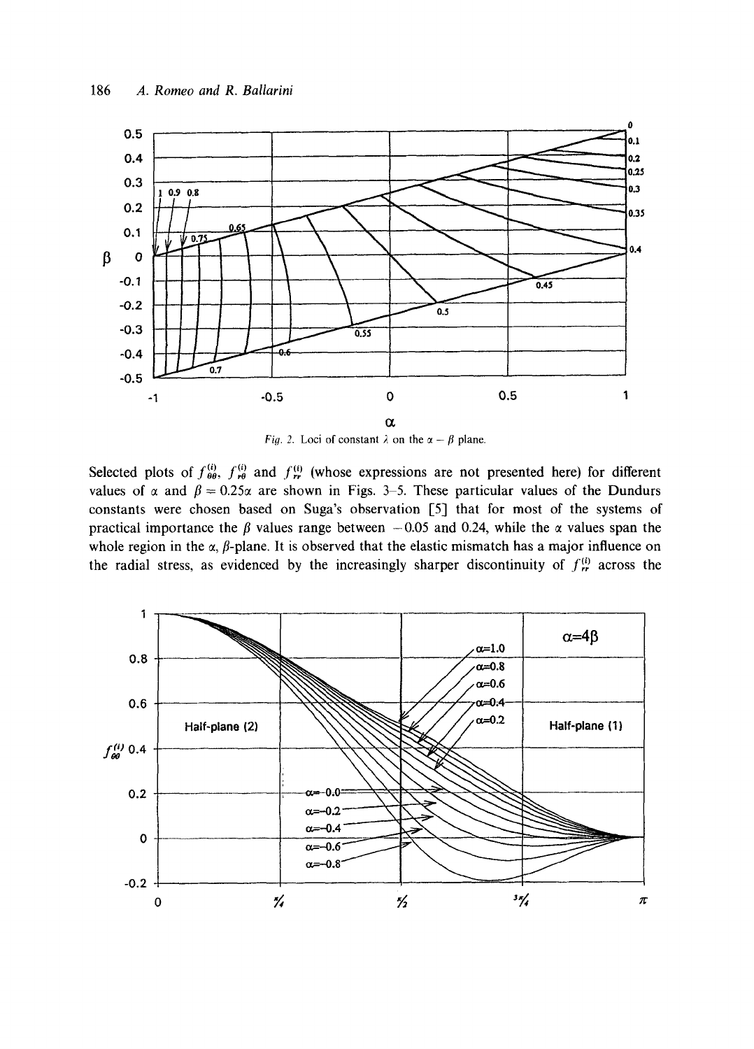0.5
0.4
0.3
0.2
0.1
$\beta$ 0
-0.1
-0.2
-0.3
-0.4
-0.5

-1 -0.5 0 0.5 1

$\alpha$

1 0.9 0.8 0.75 0.65 0.7 0.6 0.55 0.5 0.45 0.4 0.35 0.3 0.25 0.2 0.1 0

*Fig. 2.* Loci of constant $\lambda$ on the $\alpha - \beta$ plane.

Selected plots of $f_{\theta\theta}^{(i)}$, $f_{r\theta}^{(i)}$ and $f_{rr}^{(i)}$ (whose expressions are not presented here) for different values of $\alpha$ and $\beta = 0.25\alpha$ are shown in Figs. 3–5. These particular values of the Dundurs constants were chosen based on Suga's observation [5] that for most of the systems of practical importance the $\beta$ values range between $-0.05$ and 0.24, while the $\alpha$ values span the whole region in the $\alpha$, $\beta$-plane. It is observed that the elastic mismatch has a major influence on the radial stress, as evidenced by the increasingly sharper discontinuity of $f_{rr}^{(i)}$ across the

1
0.8
0.6
$f_{\theta\theta}^{(i)}$ 0.4
0.2
0
-0.2

0 $\pi/4$ $\pi/2$ $3\pi/4$ $\pi$

$\alpha=4\beta$

Half-plane (2)

Half-plane (1)

$\alpha$=1.0
$\alpha$=0.8
$\alpha$=0.6
$\alpha$=0.4
$\alpha$=0.2
$\alpha$=-0.0
$\alpha$=-0.2
$\alpha$=-0.4
$\alpha$=-0.6
$\alpha$=-0.8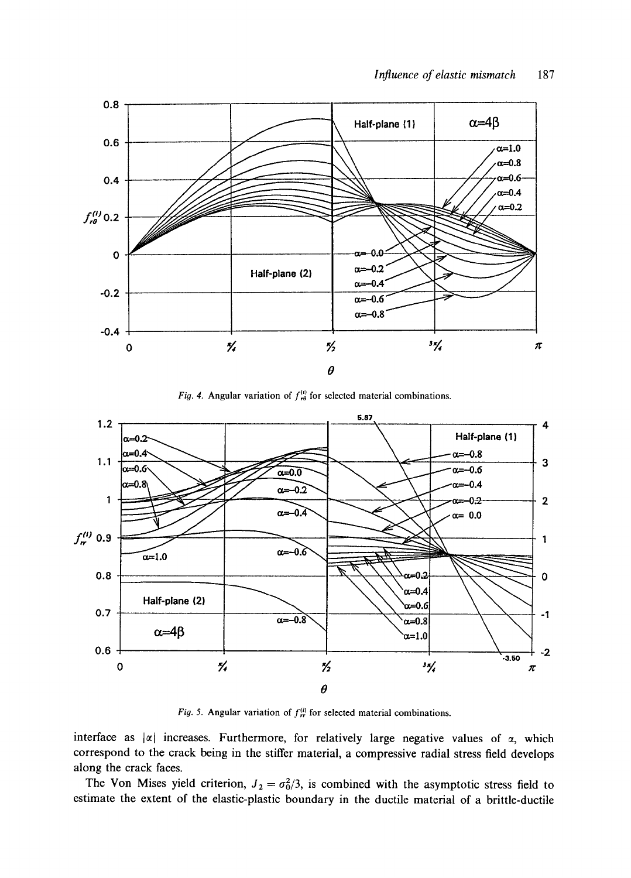0.8

0.6

0.4

$f_{r\theta}^{(i)}$ 0.2

0

-0.2

-0.4

0 π/4 π/2 3π/4 π

θ

Half-plane (1)

α=4β

α=1.0
α=0.8
α=0.6
α=0.4
α=0.2

α=-0.0
α=-0.2
α=-0.4
α=-0.6
α=-0.8

Half-plane (2)

*Fig. 4.* Angular variation of $f_{r\theta}^{(i)}$ for selected material combinations.

1.2

1.1

1

$f_{rr}^{(i)}$ 0.9

0.8

0.7

0.6

0 π/4 π/2 3π/4 π

θ

5.67

4

3

2

1

0

-1

-2

-3.50

α=0.2
α=0.4
α=0.6
α=0.8
α=1.0

α=0.0
α=-0.2
α=-0.4
α=-0.6
α=-0.8

Half-plane (2)

α=4β

Half-plane (1)

α=-0.8
α=-0.6
α=-0.4
α=-0.2
α= 0.0

α=0.2
α=0.4
α=0.6
α=0.8
α=1.0

*Fig. 5.* Angular variation of $f_{rr}^{(i)}$ for selected material combinations.

interface as $|\alpha|$ increases. Furthermore, for relatively large negative values of $\alpha$, which correspond to the crack being in the stiffer material, a compressive radial stress field develops along the crack faces.

The Von Mises yield criterion, $J_2 = \sigma_0^2/3$, is combined with the asymptotic stress field to estimate the extent of the elastic-plastic boundary in the ductile material of a brittle-ductile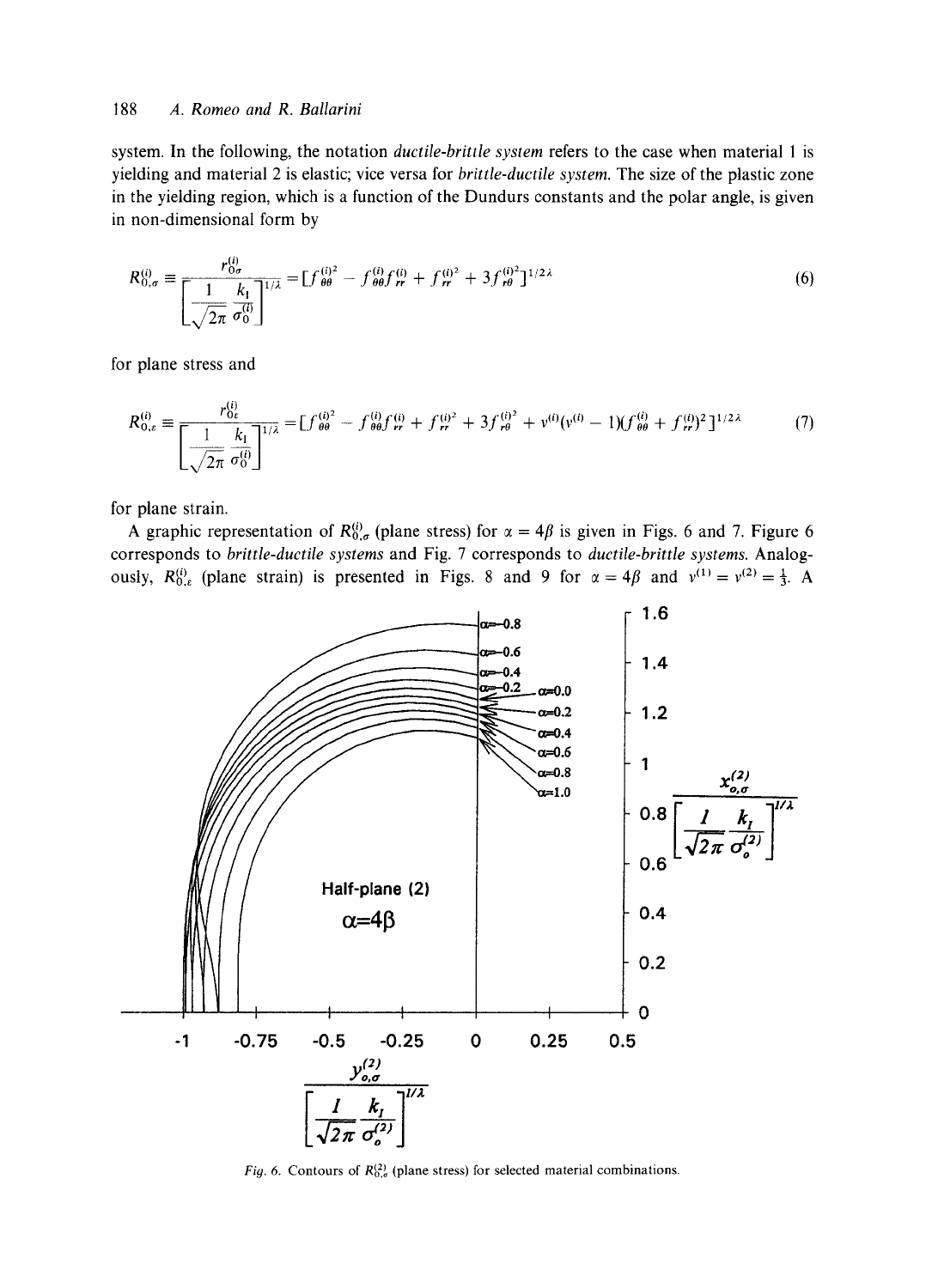system. In the following, the notation *ductile-brittle system* refers to the case when material 1 is yielding and material 2 is elastic; vice versa for *brittle-ductile system*. The size of the plastic zone in the yielding region, which is a function of the Dundurs constants and the polar angle, is given in non-dimensional form by

$$R_{0,\sigma}^{(i)} \equiv \frac{r_{0\sigma}^{(i)}}{\left[\dfrac{1}{\sqrt{2\pi}}\dfrac{k_{\mathrm{I}}}{\sigma_0^{(i)}}\right]^{1/\lambda}} = [f_{\theta\theta}^{(i)^2} - f_{\theta\theta}^{(i)}f_{rr}^{(i)} + f_{rr}^{(i)^2} + 3f_{r\theta}^{(i)^2}]^{1/2\lambda} \tag{6}$$

for plane stress and

$$R_{0,\varepsilon}^{(i)} \equiv \frac{r_{0\varepsilon}^{(i)}}{\left[\dfrac{1}{\sqrt{2\pi}}\dfrac{k_{\mathrm{I}}}{\sigma_0^{(i)}}\right]^{1/\lambda}} = [f_{\theta\theta}^{(i)^2} - f_{\theta\theta}^{(i)}f_{rr}^{(i)} + f_{rr}^{(i)^2} + 3f_{r\theta}^{(i)^2} + v^{(i)}(v^{(i)} - 1)(f_{\theta\theta}^{(i)} + f_{rr}^{(i)})^2]^{1/2\lambda} \tag{7}$$

for plane strain.

A graphic representation of $R_{0,\sigma}^{(i)}$ (plane stress) for $\alpha = 4\beta$ is given in Figs. 6 and 7. Figure 6 corresponds to *brittle-ductile systems* and Fig. 7 corresponds to *ductile-brittle systems*. Analogously, $R_{0,\varepsilon}^{(i)}$ (plane strain) is presented in Figs. 8 and 9 for $\alpha = 4\beta$ and $v^{(1)} = v^{(2)} = \frac{1}{3}$. A

α=-0.8
α=-0.6
α=-0.4
α=-0.2
α=0.0
α=0.2
α=0.4
α=0.6
α=0.8
α=1.0

Half-plane (2)
α=4β

1.6
1.4
1.2
1
0.8
0.6
0.4
0.2
0

$\dfrac{x_{o,\sigma}^{(2)}}{\left[\dfrac{1}{\sqrt{2\pi}}\dfrac{k_I}{\sigma_o^{(2)}}\right]^{1/\lambda}}$

-1 -0.75 -0.5 -0.25 0 0.25 0.5

$\dfrac{y_{o,\sigma}^{(2)}}{\left[\dfrac{1}{\sqrt{2\pi}}\dfrac{k_I}{\sigma_o^{(2)}}\right]^{1/\lambda}}$

*Fig. 6.* Contours of $R_{0,\sigma}^{(2)}$ (plane stress) for selected material combinations.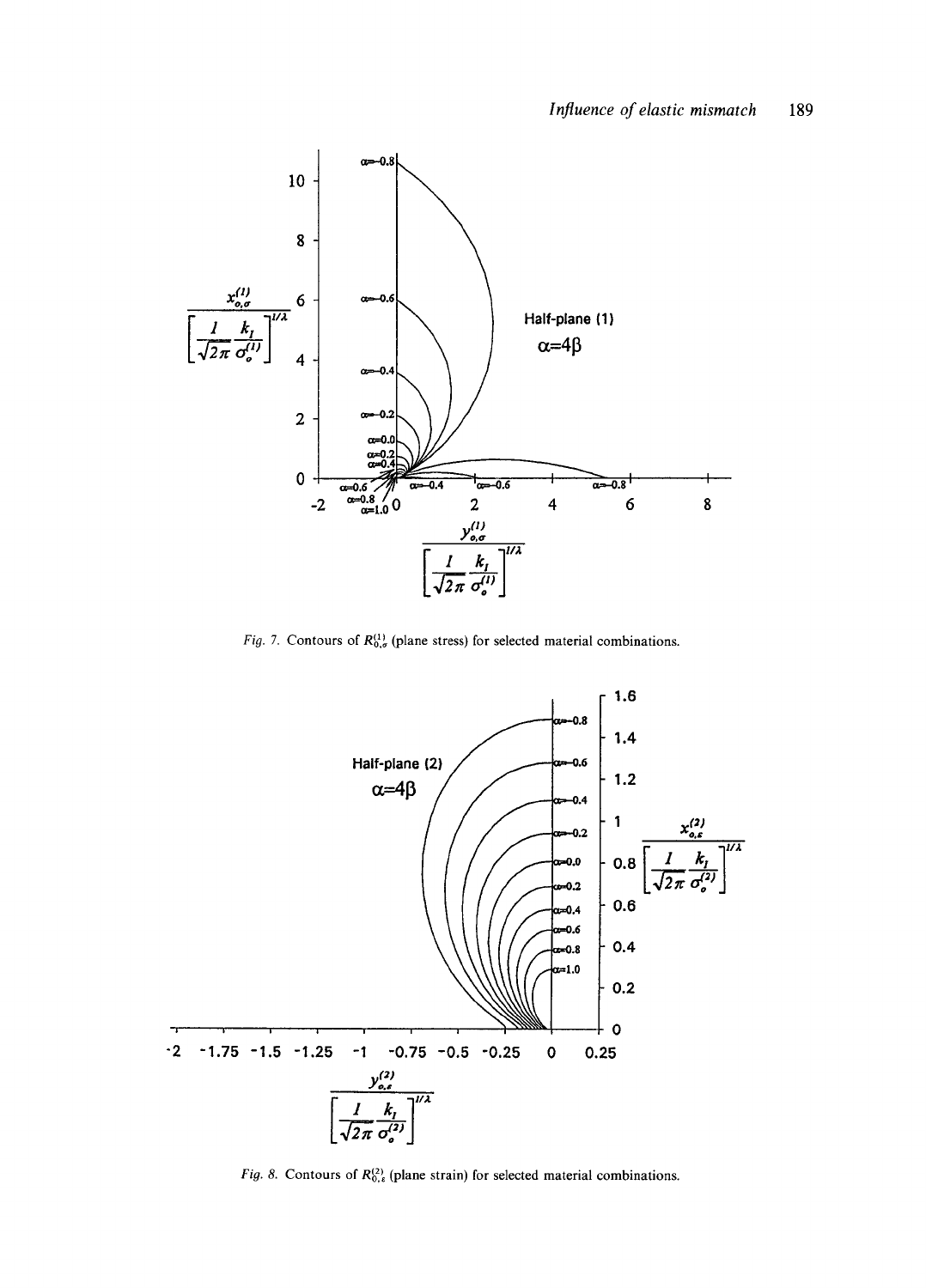10

8

6

4

2

0

-2

0

2

4

6

8

$\dfrac{x^{(1)}_{o,\sigma}}{\left[\dfrac{1}{\sqrt{2\pi}}\dfrac{k_I}{\sigma^{(1)}_o}\right]^{1/\lambda}}$

$\dfrac{y^{(1)}_{o,\sigma}}{\left[\dfrac{1}{\sqrt{2\pi}}\dfrac{k_I}{\sigma^{(1)}_o}\right]^{1/\lambda}}$

Half-plane (1)

$\alpha=4\beta$

α=-0.8

α=-0.6

α=-0.4

α=-0.2

α=0.0

α=0.2

α=0.4

α=0.6

α=0.8

α=1.0

α=-0.4

α=-0.6

α=-0.8

*Fig. 7.* Contours of $R^{(1)}_{0,\sigma}$ (plane stress) for selected material combinations.

1.6

1.4

1.2

1

0.8

0.6

0.4

0.2

0

-2

-1.75

-1.5

-1.25

-1

-0.75

-0.5

-0.25

0

0.25

$\dfrac{x^{(2)}_{o,\varepsilon}}{\left[\dfrac{1}{\sqrt{2\pi}}\dfrac{k_I}{\sigma^{(2)}_o}\right]^{1/\lambda}}$

$\dfrac{y^{(2)}_{o,\varepsilon}}{\left[\dfrac{1}{\sqrt{2\pi}}\dfrac{k_I}{\sigma^{(2)}_o}\right]^{1/\lambda}}$

Half-plane (2)

$\alpha=4\beta$

α=-0.8

α=-0.6

α=-0.4

α=-0.2

α=0.0

α=0.2

α=0.4

α=0.6

α=0.8

α=1.0

*Fig. 8.* Contours of $R^{(2)}_{0,\varepsilon}$ (plane strain) for selected material combinations.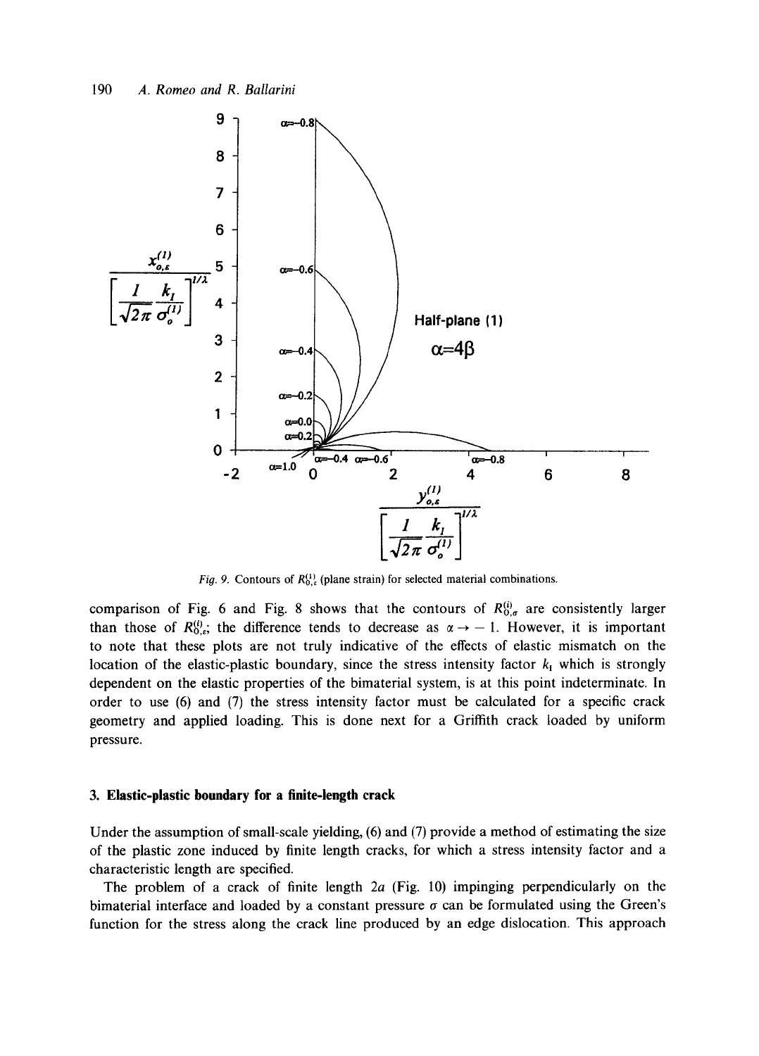9

8

7

6

$\dfrac{x_{o,\varepsilon}^{(1)}}{\left[\dfrac{1}{\sqrt{2\pi}}\dfrac{k_I}{\sigma_o^{(1)}}\right]^{1/\lambda}}$

5

4

3

2

1

0

-2

α=-0.8

α=-0.6

α=-0.4

α=-0.2

α=0.0

α=0.2

α=1.0

α=-0.4 α=-0.6

α=-0.8

Half-plane (1)

α=4β

0 2 4 6 8

$\dfrac{y_{o,\varepsilon}^{(1)}}{\left[\dfrac{1}{\sqrt{2\pi}}\dfrac{k_I}{\sigma_o^{(1)}}\right]^{1/\lambda}}$

*Fig. 9.* Contours of $R_{0,\varepsilon}^{(1)}$ (plane strain) for selected material combinations.

comparison of Fig. 6 and Fig. 8 shows that the contours of $R_{0,\sigma}^{(i)}$ are consistently larger than those of $R_{0,\varepsilon}^{(i)}$; the difference tends to decrease as $\alpha \to -1$. However, it is important to note that these plots are not truly indicative of the effects of elastic mismatch on the location of the elastic-plastic boundary, since the stress intensity factor $k_I$ which is strongly dependent on the elastic properties of the bimaterial system, is at this point indeterminate. In order to use (6) and (7) the stress intensity factor must be calculated for a specific crack geometry and applied loading. This is done next for a Griffith crack loaded by uniform pressure.

## 3. Elastic-plastic boundary for a finite-length crack

Under the assumption of small-scale yielding, (6) and (7) provide a method of estimating the size of the plastic zone induced by finite length cracks, for which a stress intensity factor and a characteristic length are specified.

The problem of a crack of finite length $2a$ (Fig. 10) impinging perpendicularly on the bimaterial interface and loaded by a constant pressure $\sigma$ can be formulated using the Green's function for the stress along the crack line produced by an edge dislocation. This approach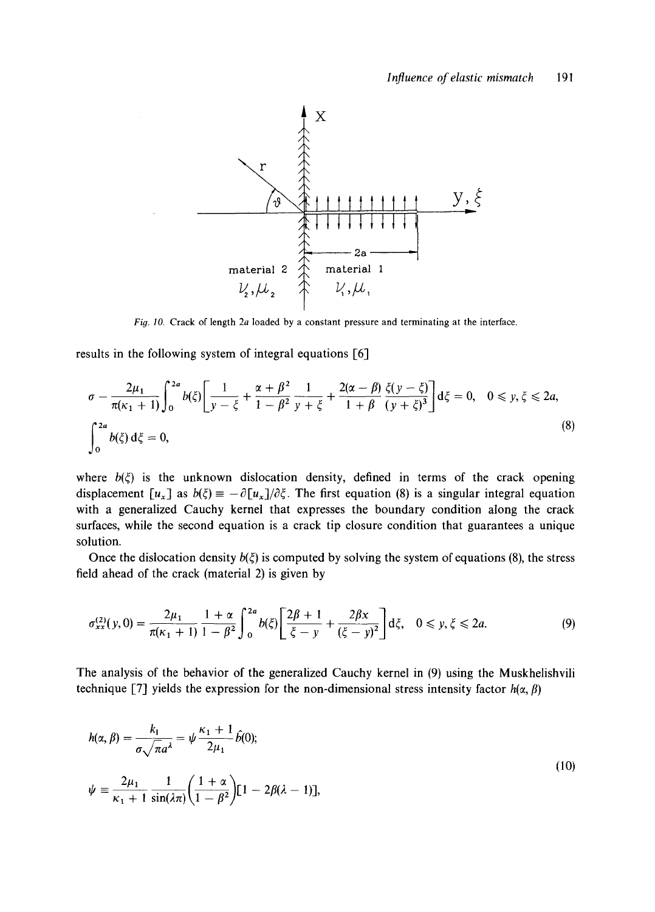X

r

$\vartheta$

y, $\xi$

2a

material 2

material 1

$\nu_2, \mu_2$

$\nu_1, \mu_1$

*Fig. 10.* Crack of length $2a$ loaded by a constant pressure and terminating at the interface.

results in the following system of integral equations [6]

$$\sigma - \frac{2\mu_1}{\pi(\kappa_1 + 1)} \int_0^{2a} b(\xi) \left[ \frac{1}{y - \xi} + \frac{\alpha + \beta^2}{1 - \beta^2} \frac{1}{y + \xi} + \frac{2(\alpha - \beta)}{1 + \beta} \frac{\xi(y - \xi)}{(y + \xi)^3} \right] \mathrm{d}\xi = 0, \quad 0 \leqslant y, \xi \leqslant 2a,$$

$$\int_0^{2a} b(\xi)\, \mathrm{d}\xi = 0, \tag{8}$$

where $b(\xi)$ is the unknown dislocation density, defined in terms of the crack opening displacement $[u_x]$ as $b(\xi) \equiv -\partial[u_x]/\partial\xi$. The first equation (8) is a singular integral equation with a generalized Cauchy kernel that expresses the boundary condition along the crack surfaces, while the second equation is a crack tip closure condition that guarantees a unique solution.

Once the dislocation density $b(\xi)$ is computed by solving the system of equations (8), the stress field ahead of the crack (material 2) is given by

$$\sigma_{xx}^{(2)}(y, 0) = \frac{2\mu_1}{\pi(\kappa_1 + 1)} \frac{1 + \alpha}{1 - \beta^2} \int_0^{2a} b(\xi) \left[ \frac{2\beta + 1}{\xi - y} + \frac{2\beta x}{(\xi - y)^2} \right] \mathrm{d}\xi, \quad 0 \leqslant y, \xi \leqslant 2a. \tag{9}$$

The analysis of the behavior of the generalized Cauchy kernel in (9) using the Muskhelishvili technique [7] yields the expression for the non-dimensional stress intensity factor $h(\alpha, \beta)$

$$h(\alpha, \beta) = \frac{k_1}{\sigma\sqrt{\pi a^\lambda}} = \psi \frac{\kappa_1 + 1}{2\mu_1} \hat{b}(0);$$

$$\psi \equiv \frac{2\mu_1}{\kappa_1 + 1} \frac{1}{\sin(\lambda\pi)} \left( \frac{1 + \alpha}{1 - \beta^2} \right) [1 - 2\beta(\lambda - 1)], \tag{10}$$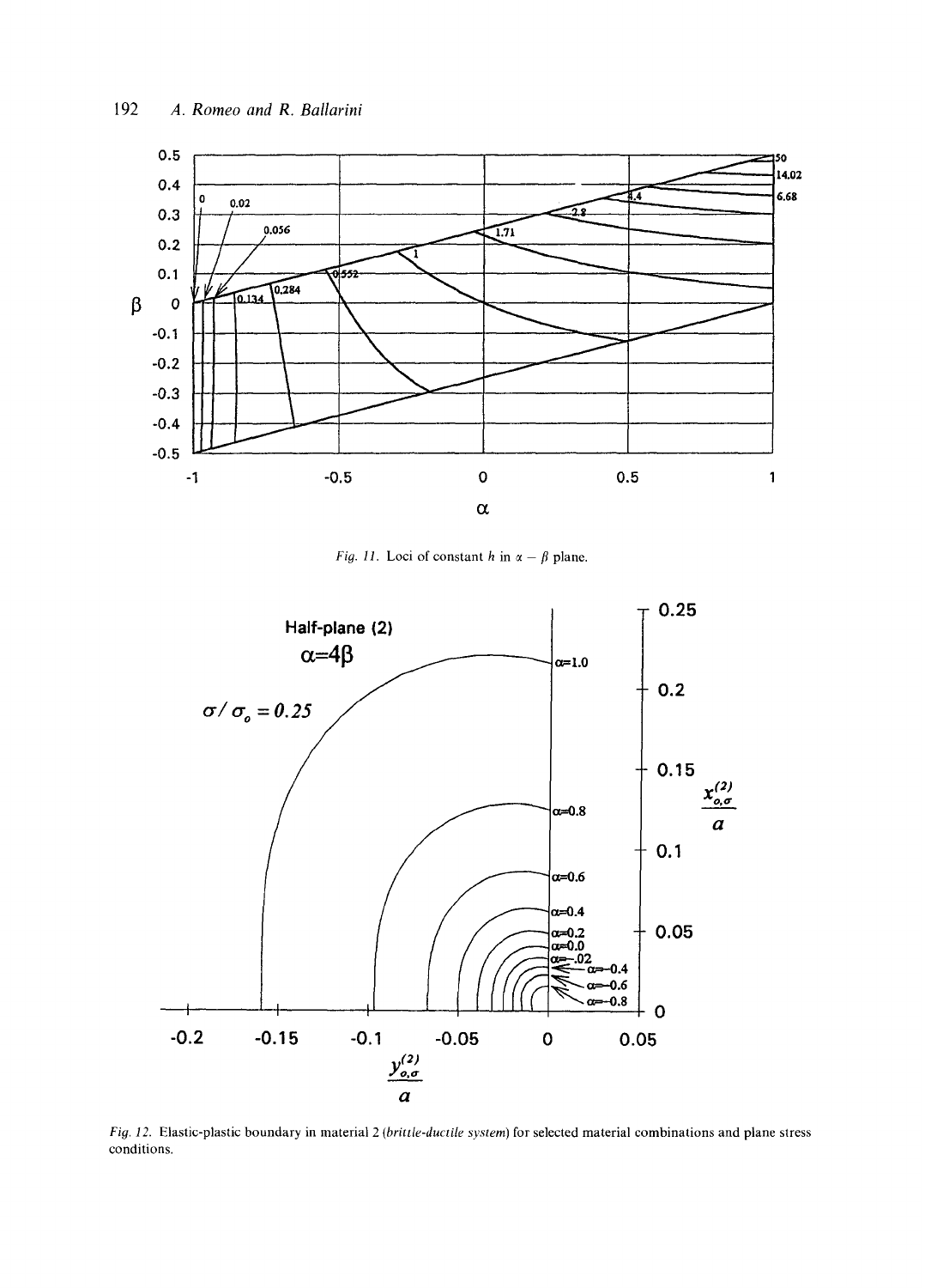0.5
0.4
0.3
0.2
0.1
$\beta$ 0
-0.1
-0.2
-0.3
-0.4
-0.5

-1 -0.5 0 0.5 1

$\alpha$

0 0.02 0.056 0.134 0.284 0.552 1 1.71 2.8 4.4 6.68 14.02 50

*Fig. 11.* Loci of constant $h$ in $\alpha - \beta$ plane.

Half-plane (2)

$\alpha=4\beta$

$\sigma/\sigma_o = 0.25$

$\alpha$=1.0

$\alpha$=0.8

$\alpha$=0.6

$\alpha$=0.4

$\alpha$=0.2

$\alpha$=0.0

$\alpha$=-.02

$\alpha$=-0.4

$\alpha$=-0.6

$\alpha$=-0.8

0.25
0.2
0.15
0.1
0.05
0

$\frac{x^{(2)}_{o,\sigma}}{a}$

-0.2 -0.15 -0.1 -0.05 0 0.05

$\frac{y^{(2)}_{o,\sigma}}{a}$

*Fig. 12.* Elastic-plastic boundary in material 2 (*brittle-ductile system*) for selected material combinations and plane stress conditions.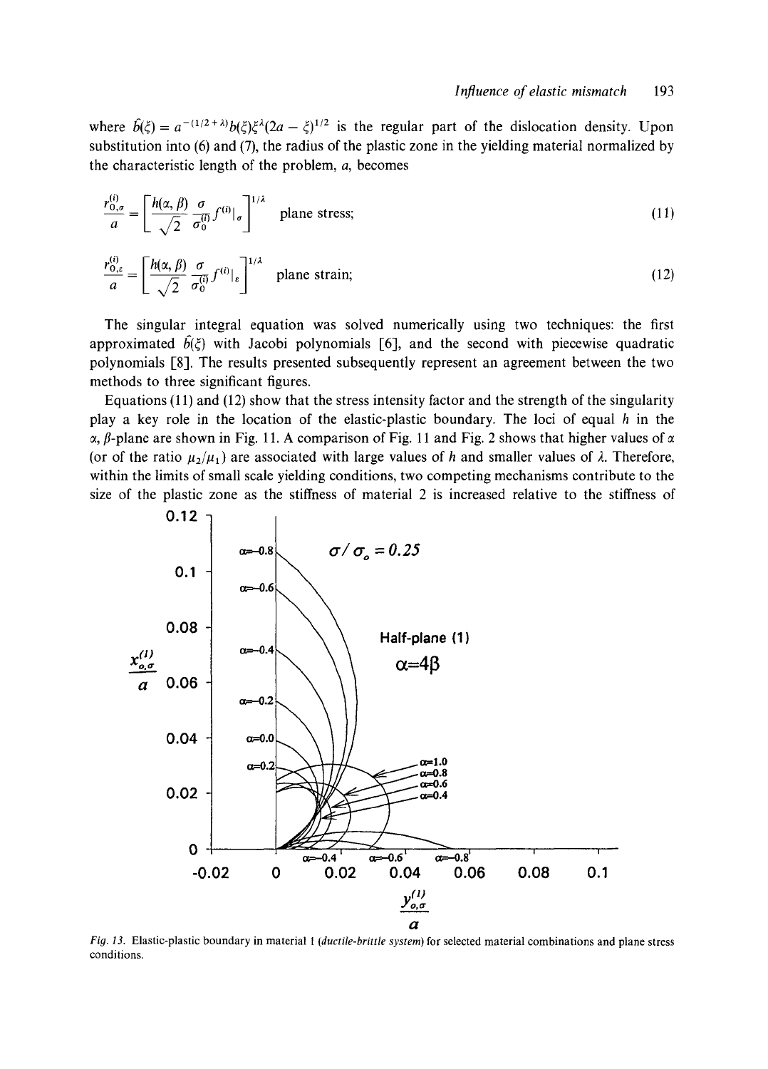where $\hat{b}(\xi) = a^{-(1/2+\lambda)} b(\xi)\xi^{\lambda}(2a - \xi)^{1/2}$ is the regular part of the dislocation density. Upon substitution into (6) and (7), the radius of the plastic zone in the yielding material normalized by the characteristic length of the problem, $a$, becomes

$$\frac{r_{0,\sigma}^{(i)}}{a} = \left[\frac{h(\alpha, \beta)}{\sqrt{2}} \frac{\sigma}{\sigma_0^{(i)}} f^{(i)}|_{\sigma}\right]^{1/\lambda} \quad \text{plane stress;} \tag{11}$$

$$\frac{r_{0,\varepsilon}^{(i)}}{a} = \left[\frac{h(\alpha, \beta)}{\sqrt{2}} \frac{\sigma}{\sigma_0^{(i)}} f^{(i)}|_{\varepsilon}\right]^{1/\lambda} \quad \text{plane strain;} \tag{12}$$

The singular integral equation was solved numerically using two techniques: the first approximated $\hat{b}(\xi)$ with Jacobi polynomials [6], and the second with piecewise quadratic polynomials [8]. The results presented subsequently represent an agreement between the two methods to three significant figures.

Equations (11) and (12) show that the stress intensity factor and the strength of the singularity play a key role in the location of the elastic-plastic boundary. The loci of equal $h$ in the $\alpha$, $\beta$-plane are shown in Fig. 11. A comparison of Fig. 11 and Fig. 2 shows that higher values of $\alpha$ (or of the ratio $\mu_2/\mu_1$) are associated with large values of $h$ and smaller values of $\lambda$. Therefore, within the limits of small scale yielding conditions, two competing mechanisms contribute to the size of the plastic zone as the stiffness of material 2 is increased relative to the stiffness of

$\sigma/\sigma_o = 0.25$

Half-plane (1)

$\alpha=4\beta$

$\alpha=-0.8$, $\alpha=-0.6$, $\alpha=-0.4$, $\alpha=-0.2$, $\alpha=0.0$, $\alpha=0.2$, $\alpha=1.0$, $\alpha=0.8$, $\alpha=0.6$, $\alpha=0.4$, $\alpha=-0.4$, $\alpha=-0.6$, $\alpha=-0.8$

$\frac{x_{o,\sigma}^{(1)}}{a}$: 0, 0.02, 0.04, 0.06, 0.08, 0.1, 0.12

$\frac{y_{o,\sigma}^{(1)}}{a}$: -0.02, 0, 0.02, 0.04, 0.06, 0.08, 0.1

*Fig. 13.* Elastic-plastic boundary in material 1 (*ductile-brittle system*) for selected material combinations and plane stress conditions.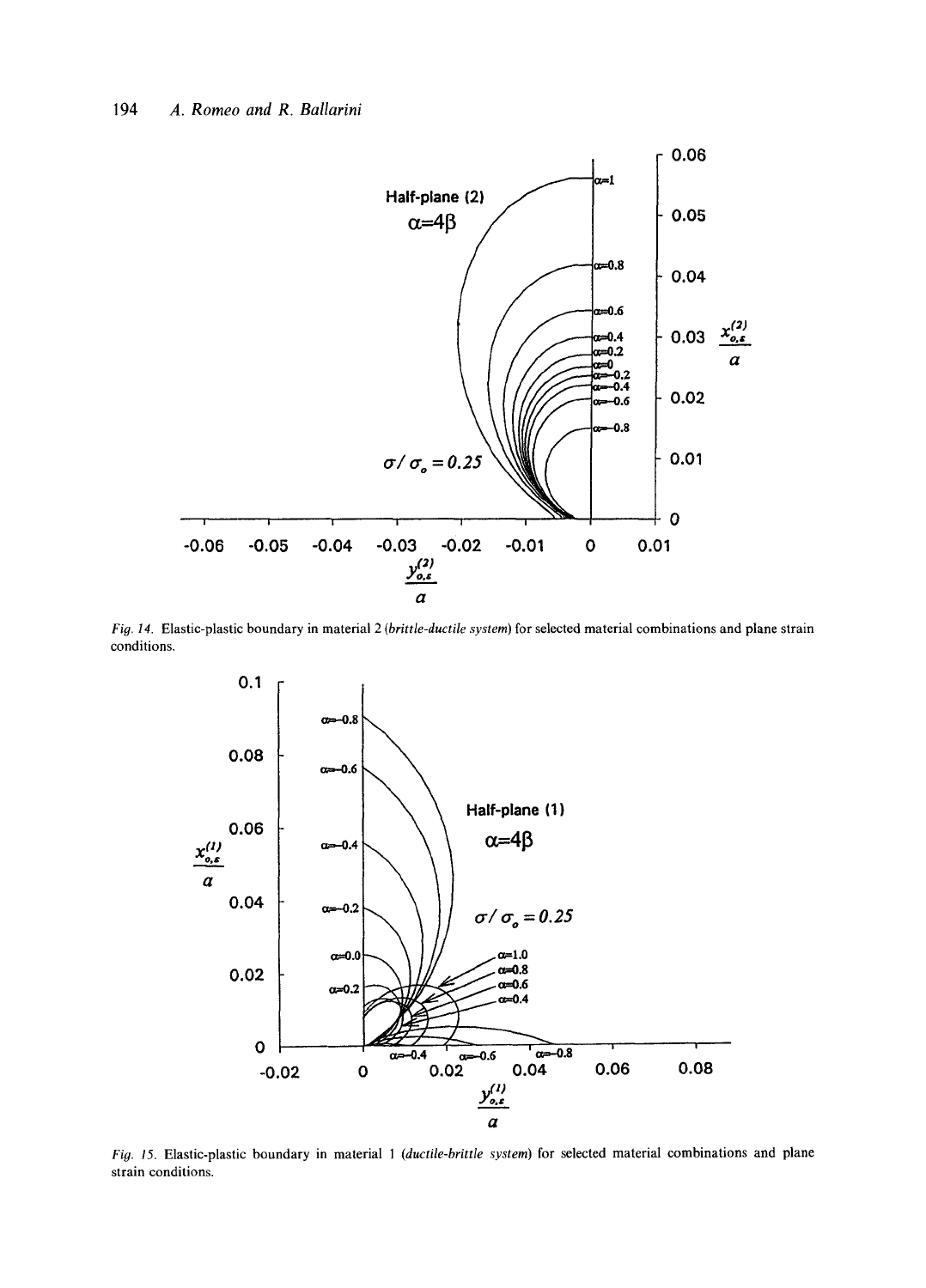Half-plane (2)

$\alpha=4\beta$

$\alpha=1$

$\alpha=0.8$

$\alpha=0.6$

$\alpha=0.4$

$\alpha=0.2$

$\alpha=0$

$\alpha=-0.2$

$\alpha=-0.4$

$\alpha=-0.6$

$\alpha=-0.8$

$\sigma/\sigma_o = 0.25$

0.06

0.05

0.04

0.03

0.02

0.01

0

$\frac{x^{(2)}_{o,\varepsilon}}{a}$

-0.06 -0.05 -0.04 -0.03 -0.02 -0.01 0 0.01

$\frac{y^{(2)}_{o,\varepsilon}}{a}$

*Fig. 14.* Elastic-plastic boundary in material 2 (*brittle-ductile system*) for selected material combinations and plane strain conditions.

0.1

0.08

0.06

0.04

0.02

0

$\frac{x^{(1)}_{o,\varepsilon}}{a}$

$\alpha=-0.8$

$\alpha=-0.6$

$\alpha=-0.4$

$\alpha=-0.2$

$\alpha=0.0$

$\alpha=0.2$

Half-plane (1)

$\alpha=4\beta$

$\sigma/\sigma_o = 0.25$

$\alpha=1.0$

$\alpha=0.8$

$\alpha=0.6$

$\alpha=0.4$

$\alpha=-0.4$

$\alpha=-0.6$

$\alpha=-0.8$

-0.02 0 0.02 0.04 0.06 0.08

$\frac{y^{(1)}_{o,\varepsilon}}{a}$

*Fig. 15.* Elastic-plastic boundary in material 1 (*ductile-brittle system*) for selected material combinations and plane strain conditions.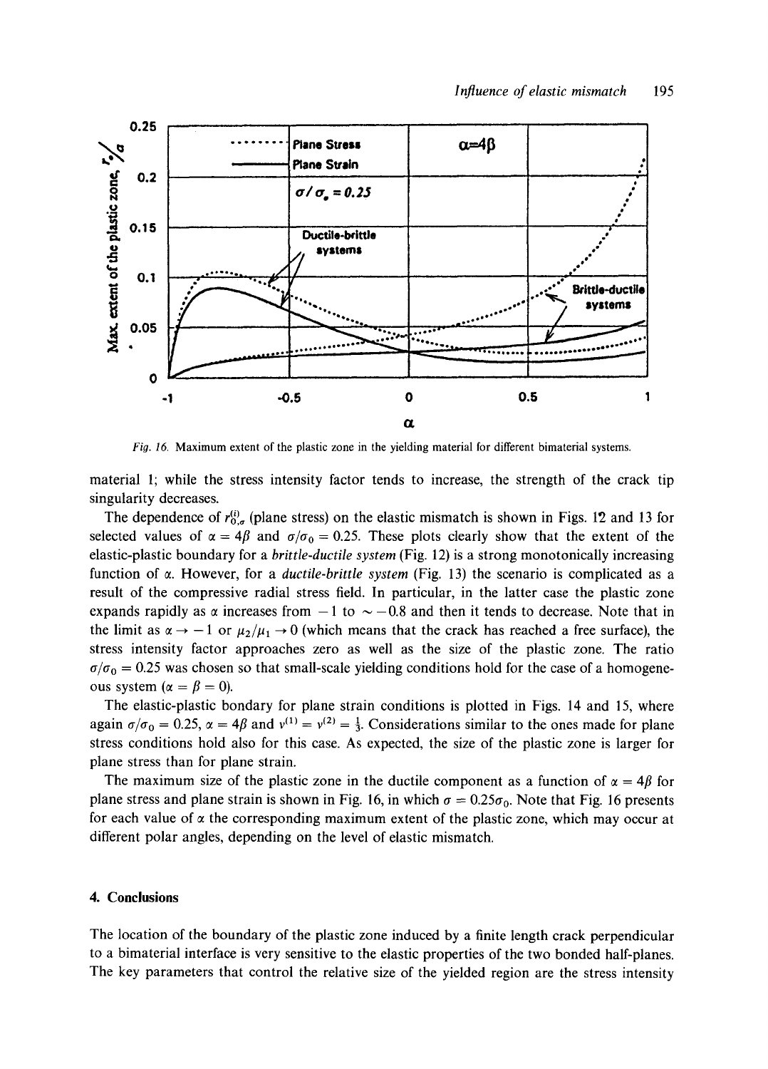0.25

Max. extent of the plastic zone, $r_e/a$

0.2

0.15

0.1

0.05

0

-1

-0.5

0

0.5

1

$\alpha$

Plane Stress

Plane Strain

$\sigma/\sigma_o = 0.25$

$\alpha=4\beta$

Ductile-brittle systems

Brittle-ductile systems

*Fig. 16.* Maximum extent of the plastic zone in the yielding material for different bimaterial systems.

material 1; while the stress intensity factor tends to increase, the strength of the crack tip singularity decreases.

The dependence of $r_{0,\sigma}^{(i)}$ (plane stress) on the elastic mismatch is shown in Figs. 12 and 13 for selected values of $\alpha = 4\beta$ and $\sigma/\sigma_0 = 0.25$. These plots clearly show that the extent of the elastic-plastic boundary for a *brittle-ductile system* (Fig. 12) is a strong monotonically increasing function of $\alpha$. However, for a *ductile-brittle system* (Fig. 13) the scenario is complicated as a result of the compressive radial stress field. In particular, in the latter case the plastic zone expands rapidly as $\alpha$ increases from $-1$ to $\sim -0.8$ and then it tends to decrease. Note that in the limit as $\alpha \to -1$ or $\mu_2/\mu_1 \to 0$ (which means that the crack has reached a free surface), the stress intensity factor approaches zero as well as the size of the plastic zone. The ratio $\sigma/\sigma_0 = 0.25$ was chosen so that small-scale yielding conditions hold for the case of a homogeneous system ($\alpha = \beta = 0$).

The elastic-plastic bondary for plane strain conditions is plotted in Figs. 14 and 15, where again $\sigma/\sigma_0 = 0.25$, $\alpha = 4\beta$ and $\nu^{(1)} = \nu^{(2)} = \frac{1}{3}$. Considerations similar to the ones made for plane stress conditions hold also for this case. As expected, the size of the plastic zone is larger for plane stress than for plane strain.

The maximum size of the plastic zone in the ductile component as a function of $\alpha = 4\beta$ for plane stress and plane strain is shown in Fig. 16, in which $\sigma = 0.25\sigma_0$. Note that Fig. 16 presents for each value of $\alpha$ the corresponding maximum extent of the plastic zone, which may occur at different polar angles, depending on the level of elastic mismatch.

## 4. Conclusions

The location of the boundary of the plastic zone induced by a finite length crack perpendicular to a bimaterial interface is very sensitive to the elastic properties of the two bonded half-planes. The key parameters that control the relative size of the yielded region are the stress intensity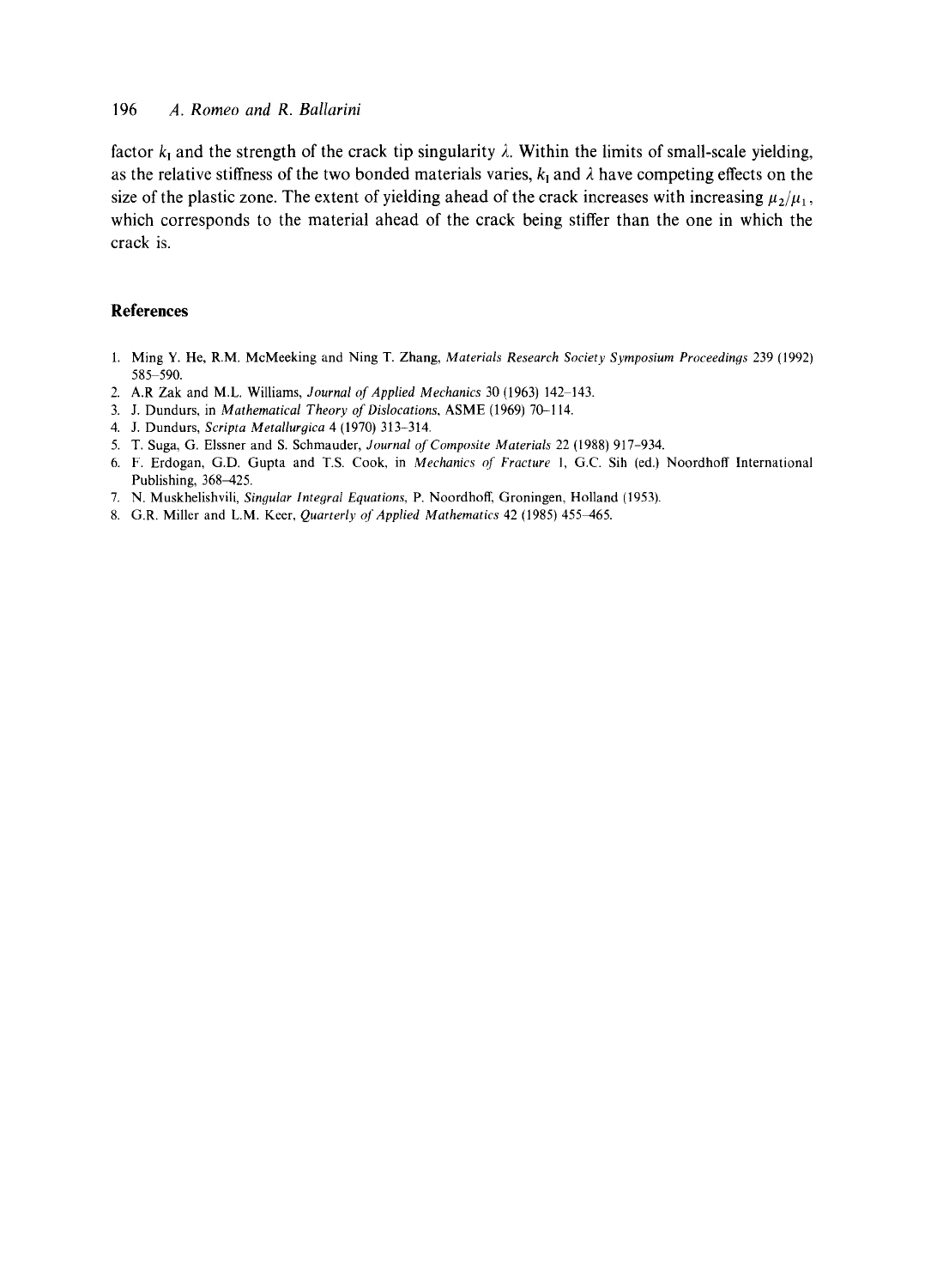factor $k_1$ and the strength of the crack tip singularity $\lambda$. Within the limits of small-scale yielding, as the relative stiffness of the two bonded materials varies, $k_1$ and $\lambda$ have competing effects on the size of the plastic zone. The extent of yielding ahead of the crack increases with increasing $\mu_2/\mu_1$, which corresponds to the material ahead of the crack being stiffer than the one in which the crack is.

## References

1. Ming Y. He, R.M. McMeeking and Ning T. Zhang, *Materials Research Society Symposium Proceedings* 239 (1992) 585–590.
2. A.R Zak and M.L. Williams, *Journal of Applied Mechanics* 30 (1963) 142–143.
3. J. Dundurs, in *Mathematical Theory of Dislocations*, ASME (1969) 70–114.
4. J. Dundurs, *Scripta Metallurgica* 4 (1970) 313–314.
5. T. Suga, G. Elssner and S. Schmauder, *Journal of Composite Materials* 22 (1988) 917–934.
6. F. Erdogan, G.D. Gupta and T.S. Cook, in *Mechanics of Fracture* 1, G.C. Sih (ed.) Noordhoff International Publishing, 368–425.
7. N. Muskhelishvili, *Singular Integral Equations*, P. Noordhoff, Groningen, Holland (1953).
8. G.R. Miller and L.M. Keer, *Quarterly of Applied Mathematics* 42 (1985) 455–465.